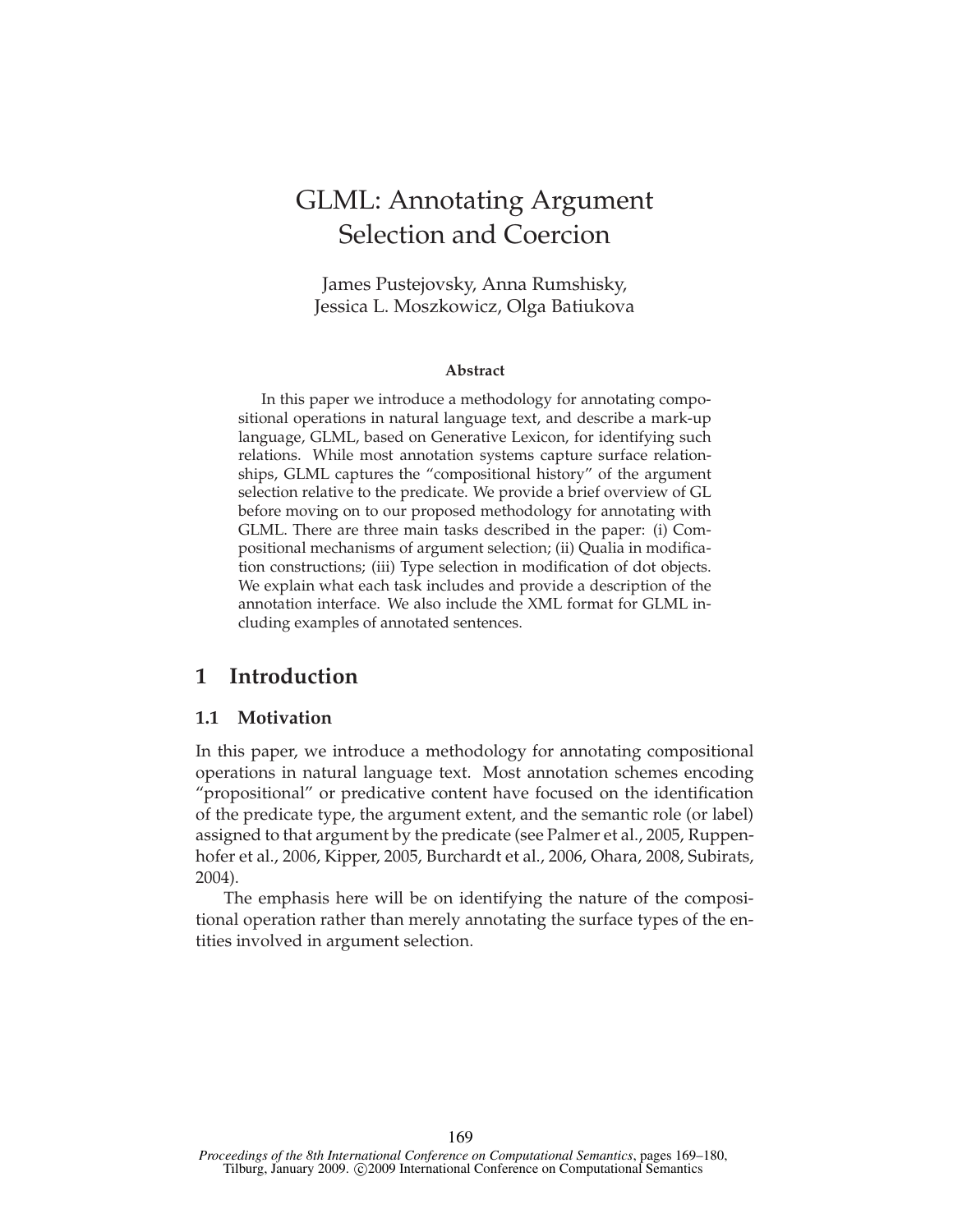# GLML: Annotating Argument Selection and Coercion

James Pustejovsky, Anna Rumshisky, Jessica L. Moszkowicz, Olga Batiukova

### Abstract

In this paper we introduce a methodology for annotating compositional operations in natural language text, and describe a mark-up language, GLML, based on Generative Lexicon, for identifying such relations. While most annotation systems capture surface relationships, GLML captures the "compositional history" of the argument selection relative to the predicate. We provide a brief overview of GL before moving on to our proposed methodology for annotating with GLML. There are three main tasks described in the paper: (i) Compositional mechanisms of argument selection; (ii) Qualia in modification constructions; (iii) Type selection in modification of dot objects. We explain what each task includes and provide a description of the annotation interface. We also include the XML format for GLML including examples of annotated sentences.

## 1 Introduction

### 1.1 Motivation

In this paper, we introduce a methodology for annotating compositional operations in natural language text. Most annotation schemes encoding "propositional" or predicative content have focused on the identification of the predicate type, the argument extent, and the semantic role (or label) assigned to that argument by the predicate (see Palmer et al., 2005, Ruppenhofer et al., 2006, Kipper, 2005, Burchardt et al., 2006, Ohara, 2008, Subirats, 2004).

The emphasis here will be on identifying the nature of the compositional operation rather than merely annotating the surface types of the entities involved in argument selection.

*Proceedings of the 8th International Conference on Computational Semantics*, pages 169–180, Tilburg, January 2009. ©2009 International Conference on Computational Semantics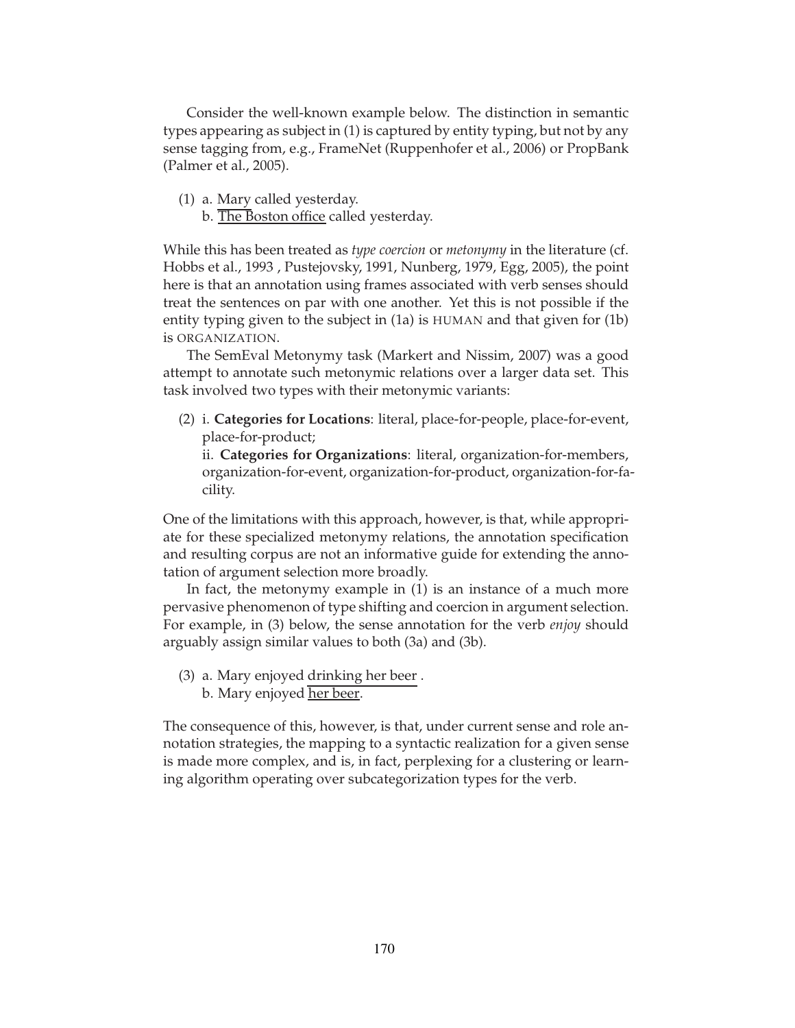Consider the well-known example below. The distinction in semantic types appearing as subject in (1) is captured by entity typing, but not by any sense tagging from, e.g., FrameNet (Ruppenhofer et al., 2006) or PropBank (Palmer et al., 2005).

(1) a. Mary called yesterday.
  b. The Boston office called yesterday.

While this has been treated as *type coercion* or *metonymy* in the literature (cf. Hobbs et al., 1993 , Pustejovsky, 1991, Nunberg, 1979, Egg, 2005), the point here is that an annotation using frames associated with verb senses should treat the sentences on par with one another. Yet this is not possible if the entity typing given to the subject in (1a) is HUMAN and that given for (1b) is ORGANIZATION.

The SemEval Metonymy task (Markert and Nissim, 2007) was a good attempt to annotate such metonymic relations over a larger data set. This task involved two types with their metonymic variants:

(2) i. **Categories for Locations**: literal, place-for-people, place-for-event, place-for-product;
  ii. **Categories for Organizations**: literal, organization-for-members, organization-for-event, organization-for-product, organization-for-facility.

One of the limitations with this approach, however, is that, while appropriate for these specialized metonymy relations, the annotation specification and resulting corpus are not an informative guide for extending the annotation of argument selection more broadly.

In fact, the metonymy example in (1) is an instance of a much more pervasive phenomenon of type shifting and coercion in argument selection. For example, in (3) below, the sense annotation for the verb *enjoy* should arguably assign similar values to both (3a) and (3b).

(3) a. Mary enjoyed drinking her beer .
  b. Mary enjoyed her beer.

The consequence of this, however, is that, under current sense and role annotation strategies, the mapping to a syntactic realization for a given sense is made more complex, and is, in fact, perplexing for a clustering or learning algorithm operating over subcategorization types for the verb.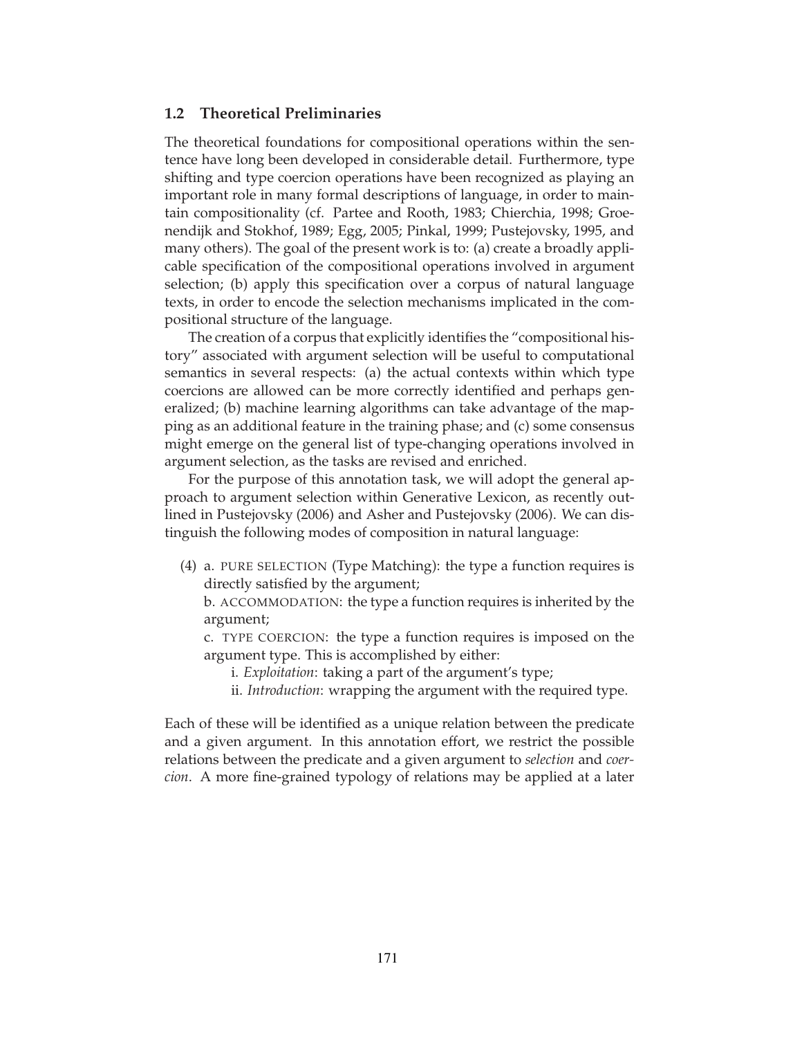## 1.2 Theoretical Preliminaries

The theoretical foundations for compositional operations within the sentence have long been developed in considerable detail. Furthermore, type shifting and type coercion operations have been recognized as playing an important role in many formal descriptions of language, in order to maintain compositionality (cf. Partee and Rooth, 1983; Chierchia, 1998; Groenendijk and Stokhof, 1989; Egg, 2005; Pinkal, 1999; Pustejovsky, 1995, and many others). The goal of the present work is to: (a) create a broadly applicable specification of the compositional operations involved in argument selection; (b) apply this specification over a corpus of natural language texts, in order to encode the selection mechanisms implicated in the compositional structure of the language.

The creation of a corpus that explicitly identifies the "compositional history" associated with argument selection will be useful to computational semantics in several respects: (a) the actual contexts within which type coercions are allowed can be more correctly identified and perhaps generalized; (b) machine learning algorithms can take advantage of the mapping as an additional feature in the training phase; and (c) some consensus might emerge on the general list of type-changing operations involved in argument selection, as the tasks are revised and enriched.

For the purpose of this annotation task, we will adopt the general approach to argument selection within Generative Lexicon, as recently outlined in Pustejovsky (2006) and Asher and Pustejovsky (2006). We can distinguish the following modes of composition in natural language:

(4) a. PURE SELECTION (Type Matching): the type a function requires is directly satisfied by the argument;

b. ACCOMMODATION: the type a function requires is inherited by the argument;

c. TYPE COERCION: the type a function requires is imposed on the argument type. This is accomplished by either:

i. *Exploitation*: taking a part of the argument's type;

ii. *Introduction*: wrapping the argument with the required type.

Each of these will be identified as a unique relation between the predicate and a given argument. In this annotation effort, we restrict the possible relations between the predicate and a given argument to *selection* and *coercion*. A more fine-grained typology of relations may be applied at a later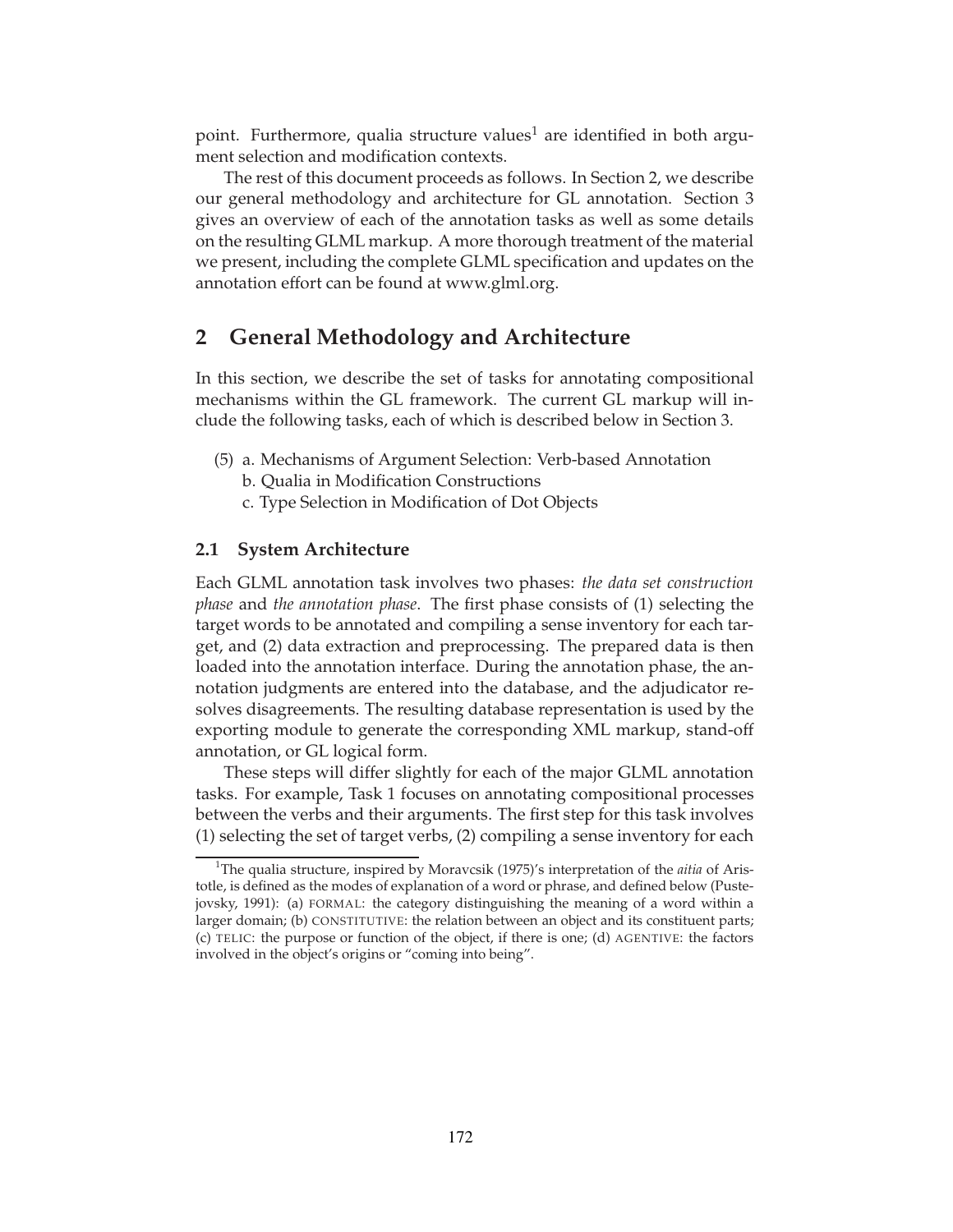point. Furthermore, qualia structure values[1] are identified in both argument selection and modification contexts.

The rest of this document proceeds as follows. In Section 2, we describe our general methodology and architecture for GL annotation. Section 3 gives an overview of each of the annotation tasks as well as some details on the resulting GLML markup. A more thorough treatment of the material we present, including the complete GLML specification and updates on the annotation effort can be found at www.glml.org.

## 2 General Methodology and Architecture

In this section, we describe the set of tasks for annotating compositional mechanisms within the GL framework. The current GL markup will include the following tasks, each of which is described below in Section 3.

(5) a. Mechanisms of Argument Selection: Verb-based Annotation
   b. Qualia in Modification Constructions
   c. Type Selection in Modification of Dot Objects

### 2.1 System Architecture

Each GLML annotation task involves two phases: *the data set construction phase* and *the annotation phase*. The first phase consists of (1) selecting the target words to be annotated and compiling a sense inventory for each target, and (2) data extraction and preprocessing. The prepared data is then loaded into the annotation interface. During the annotation phase, the annotation judgments are entered into the database, and the adjudicator resolves disagreements. The resulting database representation is used by the exporting module to generate the corresponding XML markup, stand-off annotation, or GL logical form.

These steps will differ slightly for each of the major GLML annotation tasks. For example, Task 1 focuses on annotating compositional processes between the verbs and their arguments. The first step for this task involves (1) selecting the set of target verbs, (2) compiling a sense inventory for each

[1] The qualia structure, inspired by Moravcsik (1975)'s interpretation of the *aitia* of Aristotle, is defined as the modes of explanation of a word or phrase, and defined below (Pustejovsky, 1991): (a) FORMAL: the category distinguishing the meaning of a word within a larger domain; (b) CONSTITUTIVE: the relation between an object and its constituent parts; (c) TELIC: the purpose or function of the object, if there is one; (d) AGENTIVE: the factors involved in the object's origins or "coming into being".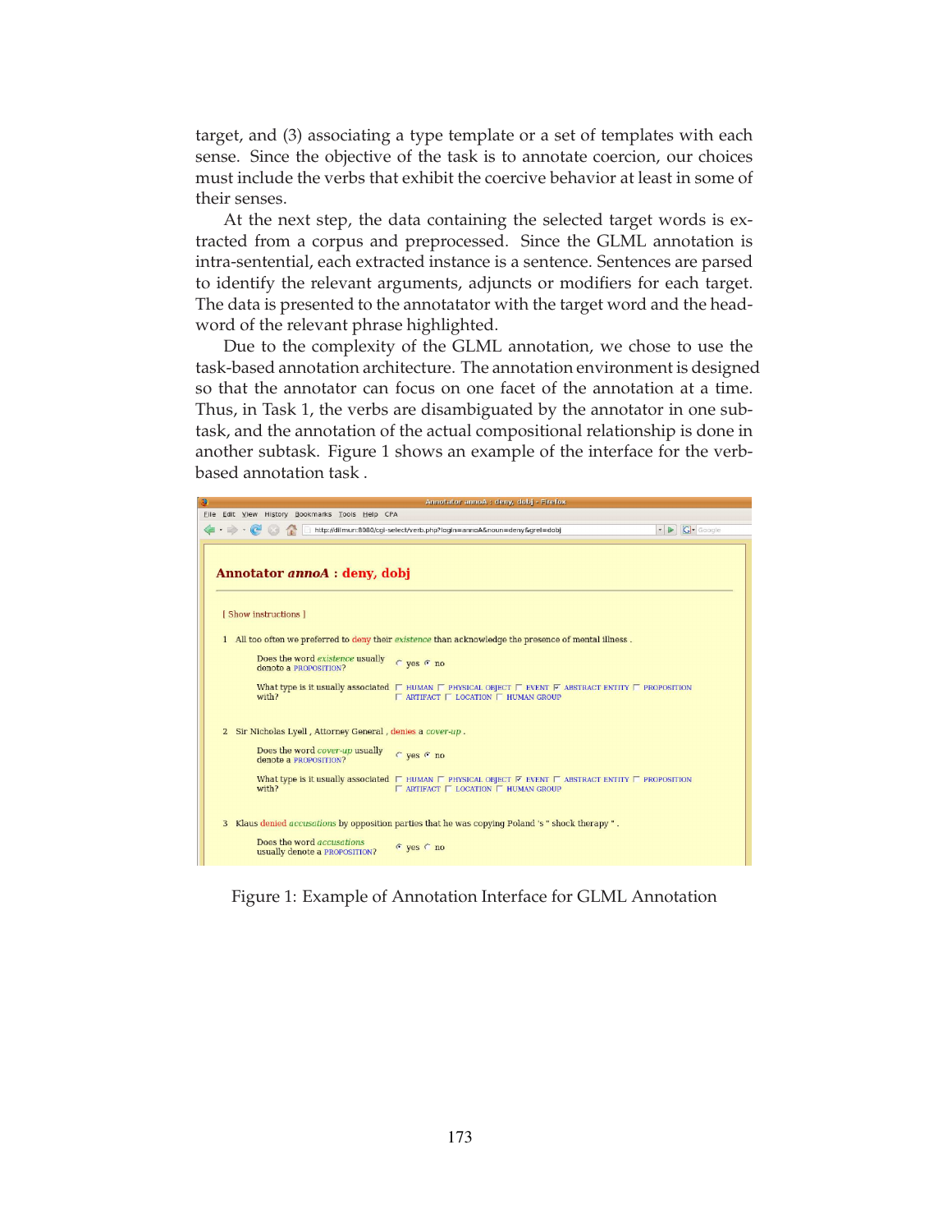target, and (3) associating a type template or a set of templates with each sense. Since the objective of the task is to annotate coercion, our choices must include the verbs that exhibit the coercive behavior at least in some of their senses.

At the next step, the data containing the selected target words is extracted from a corpus and preprocessed. Since the GLML annotation is intra-sentential, each extracted instance is a sentence. Sentences are parsed to identify the relevant arguments, adjuncts or modifiers for each target. The data is presented to the annotator with the target word and the head-word of the relevant phrase highlighted.

Due to the complexity of the GLML annotation, we chose to use the task-based annotation architecture. The annotation environment is designed so that the annotator can focus on one facet of the annotation at a time. Thus, in Task 1, the verbs are disambiguated by the annotator in one sub-task, and the annotation of the actual compositional relationship is done in another subtask. Figure 1 shows an example of the interface for the verb-based annotation task .

Figure 1: Example of Annotation Interface for GLML Annotation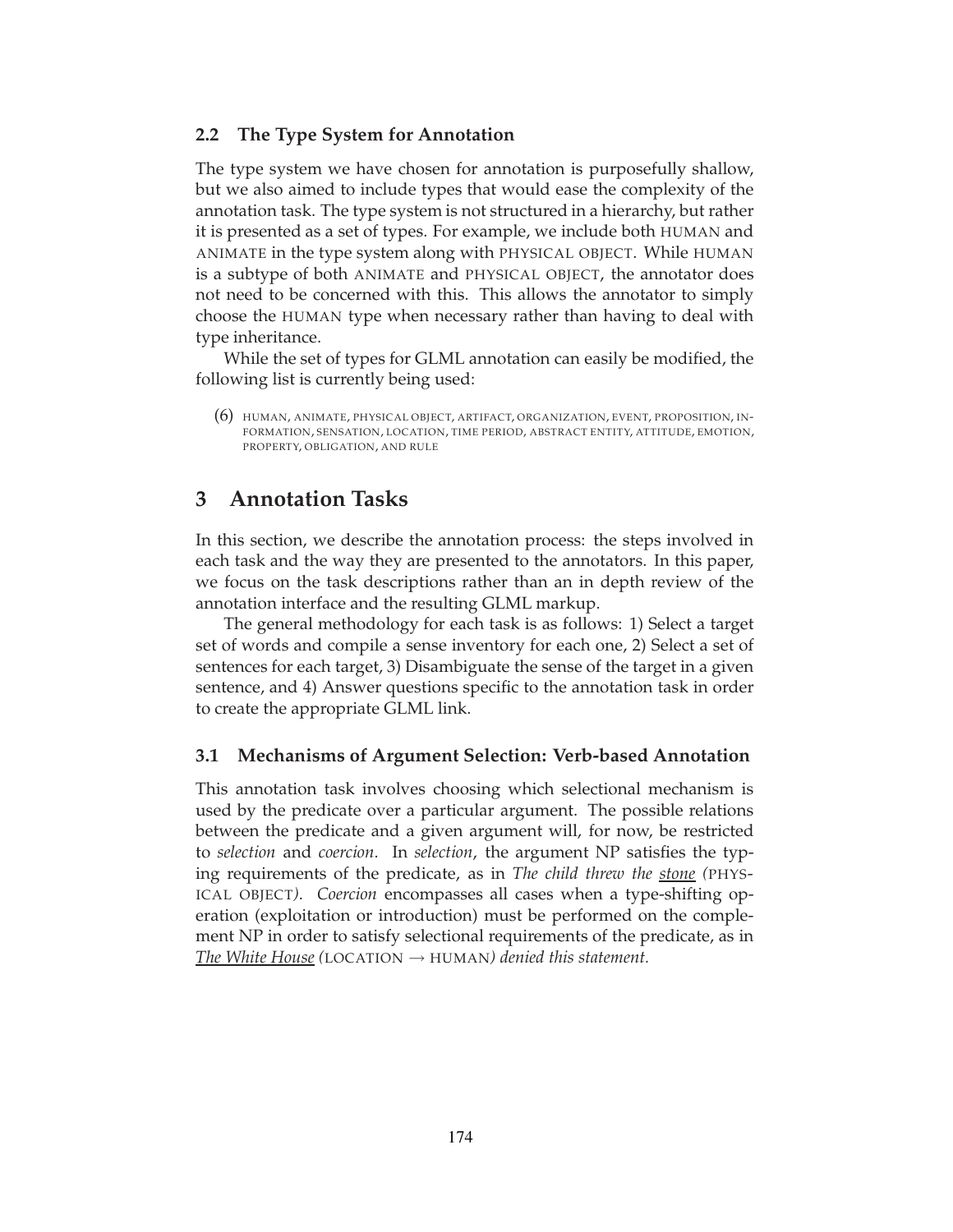## 2.2 The Type System for Annotation

The type system we have chosen for annotation is purposefully shallow, but we also aimed to include types that would ease the complexity of the annotation task. The type system is not structured in a hierarchy, but rather it is presented as a set of types. For example, we include both HUMAN and ANIMATE in the type system along with PHYSICAL OBJECT. While HUMAN is a subtype of both ANIMATE and PHYSICAL OBJECT, the annotator does not need to be concerned with this. This allows the annotator to simply choose the HUMAN type when necessary rather than having to deal with type inheritance.

While the set of types for GLML annotation can easily be modified, the following list is currently being used:

(6) HUMAN, ANIMATE, PHYSICAL OBJECT, ARTIFACT, ORGANIZATION, EVENT, PROPOSITION, INFORMATION, SENSATION, LOCATION, TIME PERIOD, ABSTRACT ENTITY, ATTITUDE, EMOTION, PROPERTY, OBLIGATION, AND RULE

# 3 Annotation Tasks

In this section, we describe the annotation process: the steps involved in each task and the way they are presented to the annotators. In this paper, we focus on the task descriptions rather than an in depth review of the annotation interface and the resulting GLML markup.

The general methodology for each task is as follows: 1) Select a target set of words and compile a sense inventory for each one, 2) Select a set of sentences for each target, 3) Disambiguate the sense of the target in a given sentence, and 4) Answer questions specific to the annotation task in order to create the appropriate GLML link.

## 3.1 Mechanisms of Argument Selection: Verb-based Annotation

This annotation task involves choosing which selectional mechanism is used by the predicate over a particular argument. The possible relations between the predicate and a given argument will, for now, be restricted to *selection* and *coercion*. In *selection*, the argument NP satisfies the typing requirements of the predicate, as in *The child threw the stone (*PHYSICAL OBJECT*)*. *Coercion* encompasses all cases when a type-shifting operation (exploitation or introduction) must be performed on the complement NP in order to satisfy selectional requirements of the predicate, as in *The White House (*LOCATION → HUMAN*) denied this statement.*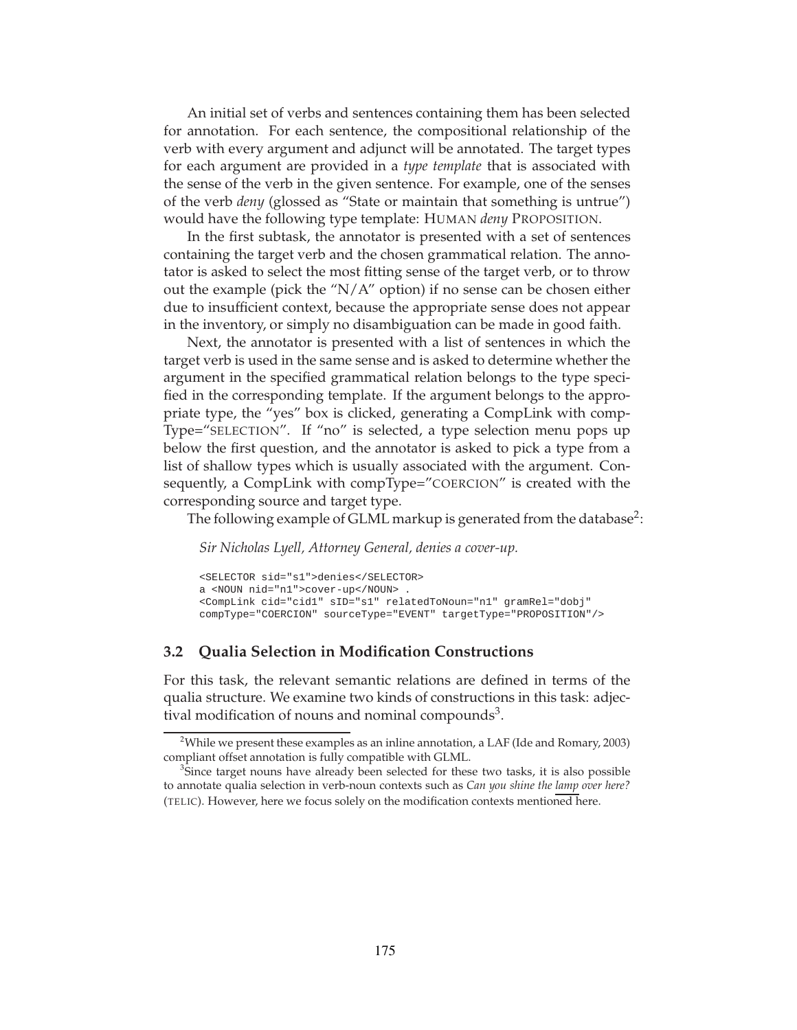An initial set of verbs and sentences containing them has been selected for annotation. For each sentence, the compositional relationship of the verb with every argument and adjunct will be annotated. The target types for each argument are provided in a *type template* that is associated with the sense of the verb in the given sentence. For example, one of the senses of the verb *deny* (glossed as "State or maintain that something is untrue") would have the following type template: HUMAN *deny* PROPOSITION.

In the first subtask, the annotator is presented with a set of sentences containing the target verb and the chosen grammatical relation. The annotator is asked to select the most fitting sense of the target verb, or to throw out the example (pick the "N/A" option) if no sense can be chosen either due to insufficient context, because the appropriate sense does not appear in the inventory, or simply no disambiguation can be made in good faith.

Next, the annotator is presented with a list of sentences in which the target verb is used in the same sense and is asked to determine whether the argument in the specified grammatical relation belongs to the type specified in the corresponding template. If the argument belongs to the appropriate type, the "yes" box is clicked, generating a CompLink with compType="SELECTION". If "no" is selected, a type selection menu pops up below the first question, and the annotator is asked to pick a type from a list of shallow types which is usually associated with the argument. Consequently, a CompLink with compType="COERCION" is created with the corresponding source and target type.

The following example of GLML markup is generated from the database[2]:

*Sir Nicholas Lyell, Attorney General, denies a cover-up.*

```
<SELECTOR sid="s1">denies</SELECTOR>
a <NOUN nid="n1">cover-up</NOUN> .
<CompLink cid="cid1" sID="s1" relatedToNoun="n1" gramRel="dobj"
compType="COERCION" sourceType="EVENT" targetType="PROPOSITION"/>
```

### 3.2 Qualia Selection in Modification Constructions

For this task, the relevant semantic relations are defined in terms of the qualia structure. We examine two kinds of constructions in this task: adjectival modification of nouns and nominal compounds[3].

[2] While we present these examples as an inline annotation, a LAF (Ide and Romary, 2003) compliant offset annotation is fully compatible with GLML.

[3] Since target nouns have already been selected for these two tasks, it is also possible to annotate qualia selection in verb-noun contexts such as *Can you shine the lamp over here?* (TELIC). However, here we focus solely on the modification contexts mentioned here.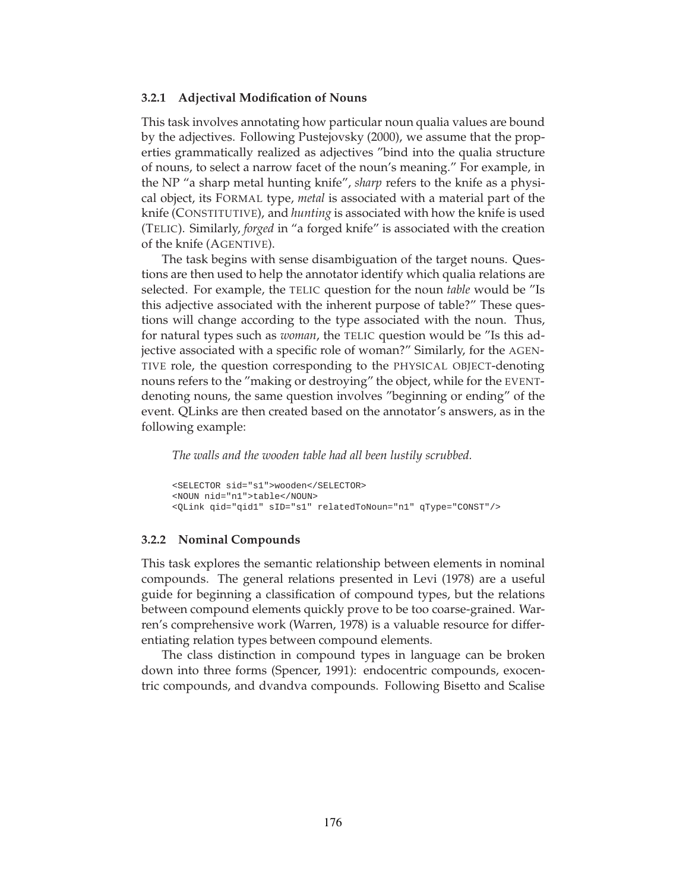### 3.2.1 Adjectival Modification of Nouns

This task involves annotating how particular noun qualia values are bound by the adjectives. Following Pustejovsky (2000), we assume that the properties grammatically realized as adjectives "bind into the qualia structure of nouns, to select a narrow facet of the noun's meaning." For example, in the NP "a sharp metal hunting knife", *sharp* refers to the knife as a physical object, its FORMAL type, *metal* is associated with a material part of the knife (CONSTITUTIVE), and *hunting* is associated with how the knife is used (TELIC). Similarly, *forged* in "a forged knife" is associated with the creation of the knife (AGENTIVE).

The task begins with sense disambiguation of the target nouns. Questions are then used to help the annotator identify which qualia relations are selected. For example, the TELIC question for the noun *table* would be "Is this adjective associated with the inherent purpose of table?" These questions will change according to the type associated with the noun. Thus, for natural types such as *woman*, the TELIC question would be "Is this adjective associated with a specific role of woman?" Similarly, for the AGENTIVE role, the question corresponding to the PHYSICAL OBJECT-denoting nouns refers to the "making or destroying" the object, while for the EVENT-denoting nouns, the same question involves "beginning or ending" of the event. QLinks are then created based on the annotator's answers, as in the following example:

*The walls and the wooden table had all been lustily scrubbed.*

```
<SELECTOR sid="s1">wooden</SELECTOR>
<NOUN nid="n1">table</NOUN>
<QLink qid="qid1" sID="s1" relatedToNoun="n1" qType="CONST"/>
```

### 3.2.2 Nominal Compounds

This task explores the semantic relationship between elements in nominal compounds. The general relations presented in Levi (1978) are a useful guide for beginning a classification of compound types, but the relations between compound elements quickly prove to be too coarse-grained. Warren's comprehensive work (Warren, 1978) is a valuable resource for differentiating relation types between compound elements.

The class distinction in compound types in language can be broken down into three forms (Spencer, 1991): endocentric compounds, exocentric compounds, and dvandva compounds. Following Bisetto and Scalise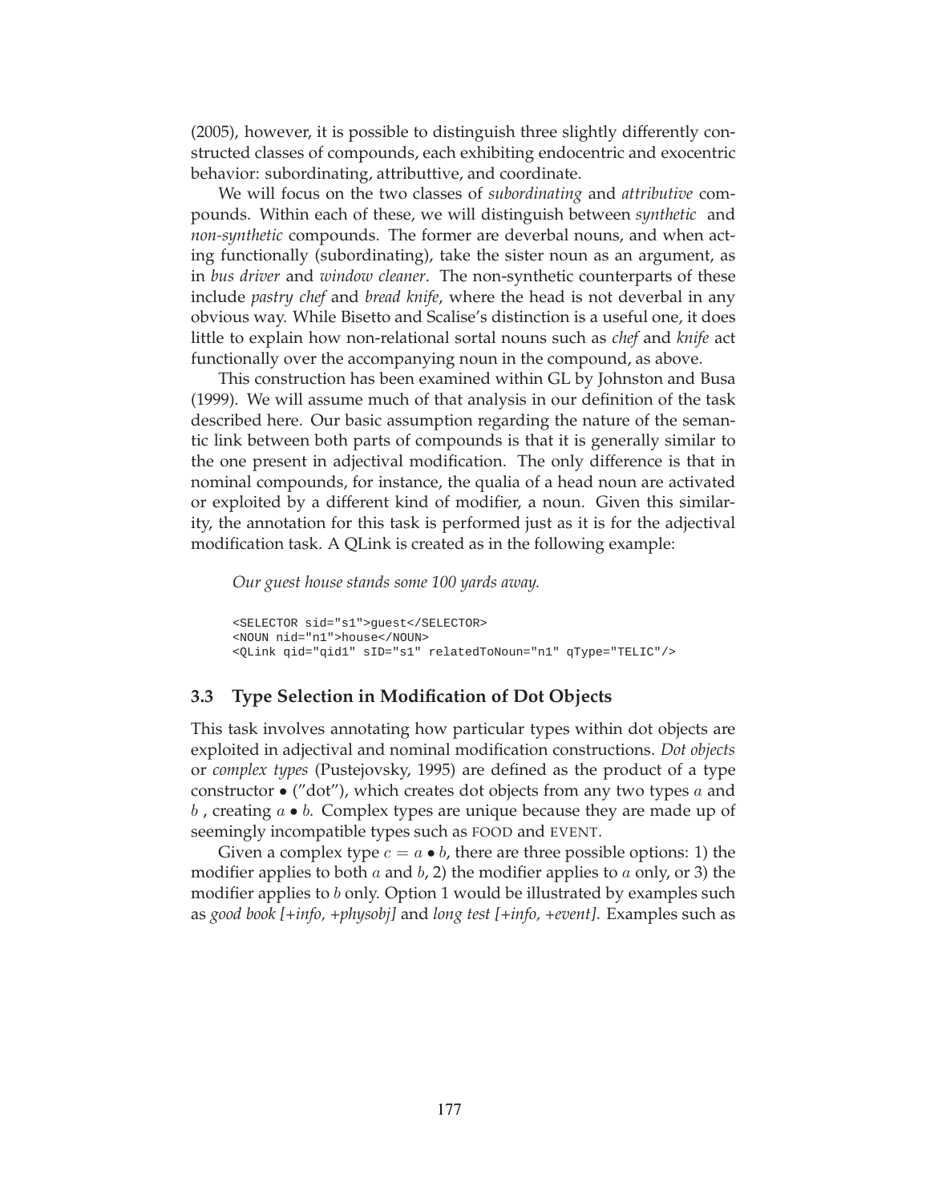(2005), however, it is possible to distinguish three slightly differently constructed classes of compounds, each exhibiting endocentric and exocentric behavior: subordinating, attributtive, and coordinate.

We will focus on the two classes of *subordinating* and *attributive* compounds. Within each of these, we will distinguish between *synthetic* and *non-synthetic* compounds. The former are deverbal nouns, and when acting functionally (subordinating), take the sister noun as an argument, as in *bus driver* and *window cleaner*. The non-synthetic counterparts of these include *pastry chef* and *bread knife*, where the head is not deverbal in any obvious way. While Bisetto and Scalise's distinction is a useful one, it does little to explain how non-relational sortal nouns such as *chef* and *knife* act functionally over the accompanying noun in the compound, as above.

This construction has been examined within GL by Johnston and Busa (1999). We will assume much of that analysis in our definition of the task described here. Our basic assumption regarding the nature of the semantic link between both parts of compounds is that it is generally similar to the one present in adjectival modification. The only difference is that in nominal compounds, for instance, the qualia of a head noun are activated or exploited by a different kind of modifier, a noun. Given this similarity, the annotation for this task is performed just as it is for the adjectival modification task. A QLink is created as in the following example:

*Our guest house stands some 100 yards away.*

```
<SELECTOR sid="s1">guest</SELECTOR>
<NOUN nid="n1">house</NOUN>
<QLink qid="qid1" sID="s1" relatedToNoun="n1" qType="TELIC"/>
```

### 3.3 Type Selection in Modification of Dot Objects

This task involves annotating how particular types within dot objects are exploited in adjectival and nominal modification constructions. *Dot objects* or *complex types* (Pustejovsky, 1995) are defined as the product of a type constructor $\bullet$ ("dot"), which creates dot objects from any two types $a$ and $b$ , creating $a \bullet b$. Complex types are unique because they are made up of seemingly incompatible types such as FOOD and EVENT.

Given a complex type $c = a \bullet b$, there are three possible options: 1) the modifier applies to both $a$ and $b$, 2) the modifier applies to $a$ only, or 3) the modifier applies to $b$ only. Option 1 would be illustrated by examples such as *good book [+info, +physobj]* and *long test [+info, +event]*. Examples such as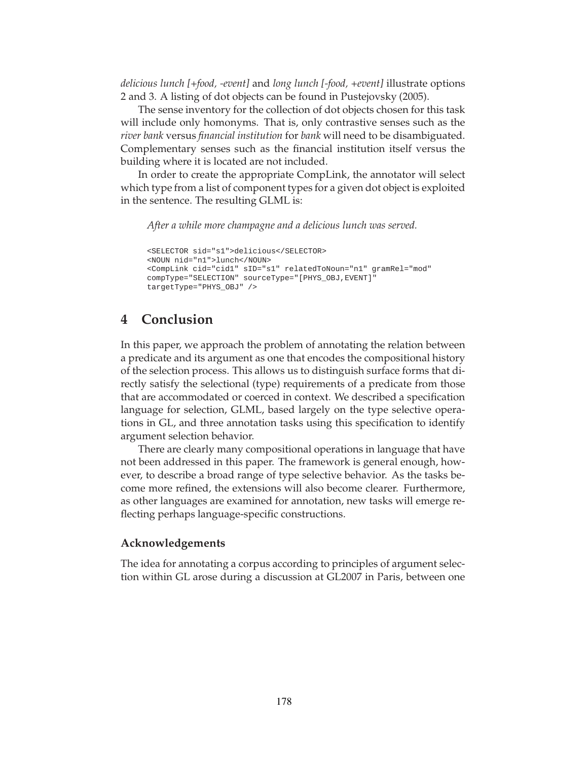*delicious lunch [+food, -event]* and *long lunch [-food, +event]* illustrate options 2 and 3. A listing of dot objects can be found in Pustejovsky (2005).

The sense inventory for the collection of dot objects chosen for this task will include only homonyms. That is, only contrastive senses such as the *river bank* versus *financial institution* for *bank* will need to be disambiguated. Complementary senses such as the financial institution itself versus the building where it is located are not included.

In order to create the appropriate CompLink, the annotator will select which type from a list of component types for a given dot object is exploited in the sentence. The resulting GLML is:

*After a while more champagne and a delicious lunch was served.*

```
<SELECTOR sid="s1">delicious</SELECTOR>
<NOUN nid="n1">lunch</NOUN>
<CompLink cid="cid1" sID="s1" relatedToNoun="n1" gramRel="mod"
compType="SELECTION" sourceType="[PHYS_OBJ,EVENT]"
targetType="PHYS_OBJ" />
```

# 4 Conclusion

In this paper, we approach the problem of annotating the relation between a predicate and its argument as one that encodes the compositional history of the selection process. This allows us to distinguish surface forms that directly satisfy the selectional (type) requirements of a predicate from those that are accommodated or coerced in context. We described a specification language for selection, GLML, based largely on the type selective operations in GL, and three annotation tasks using this specification to identify argument selection behavior.

There are clearly many compositional operations in language that have not been addressed in this paper. The framework is general enough, however, to describe a broad range of type selective behavior. As the tasks become more refined, the extensions will also become clearer. Furthermore, as other languages are examined for annotation, new tasks will emerge reflecting perhaps language-specific constructions.

## Acknowledgements

The idea for annotating a corpus according to principles of argument selection within GL arose during a discussion at GL2007 in Paris, between one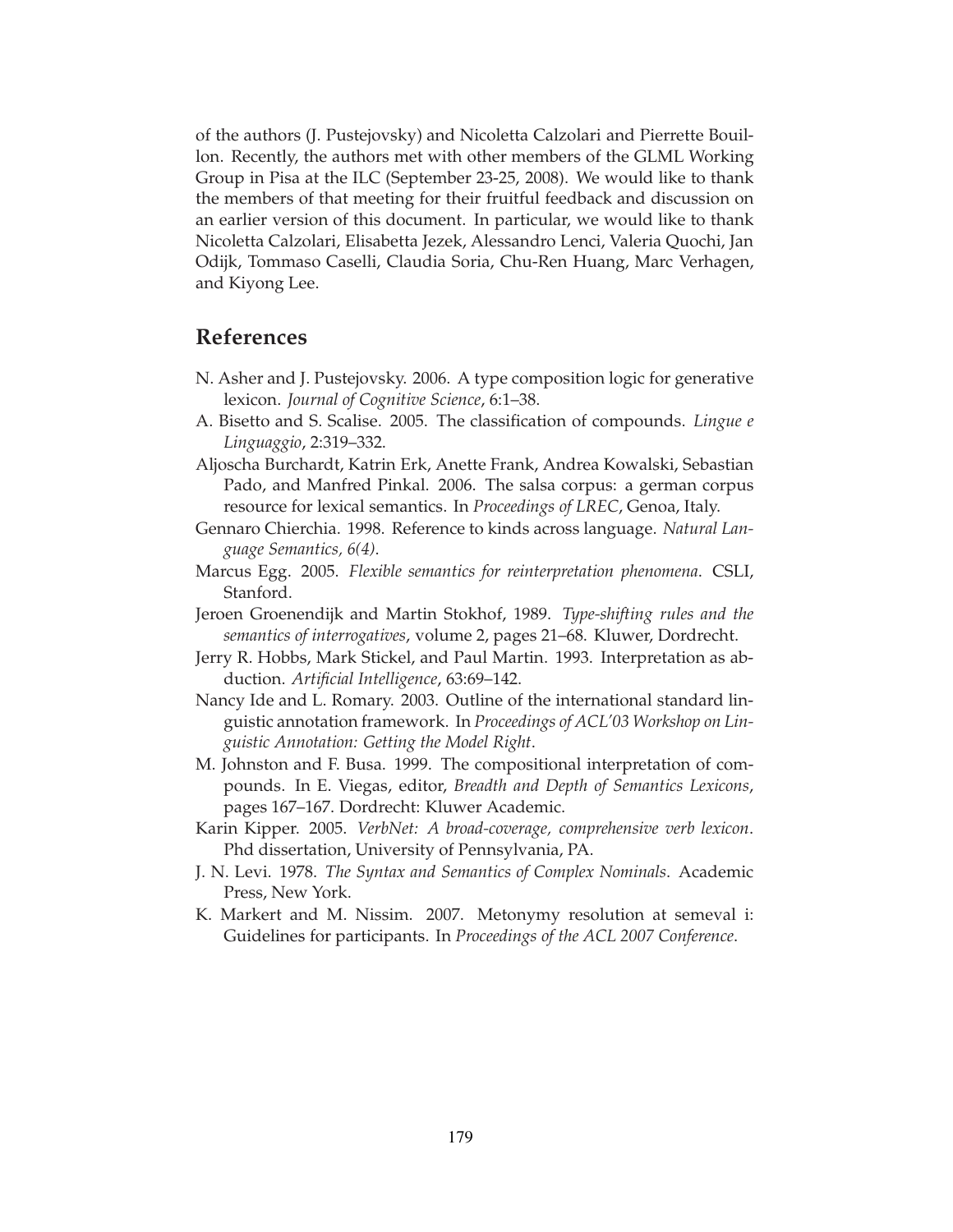of the authors (J. Pustejovsky) and Nicoletta Calzolari and Pierrette Bouillon. Recently, the authors met with other members of the GLML Working Group in Pisa at the ILC (September 23-25, 2008). We would like to thank the members of that meeting for their fruitful feedback and discussion on an earlier version of this document. In particular, we would like to thank Nicoletta Calzolari, Elisabetta Jezek, Alessandro Lenci, Valeria Quochi, Jan Odijk, Tommaso Caselli, Claudia Soria, Chu-Ren Huang, Marc Verhagen, and Kiyong Lee.

## References

N. Asher and J. Pustejovsky. 2006. A type composition logic for generative lexicon. *Journal of Cognitive Science*, 6:1–38.

A. Bisetto and S. Scalise. 2005. The classification of compounds. *Lingue e Linguaggio*, 2:319–332.

Aljoscha Burchardt, Katrin Erk, Anette Frank, Andrea Kowalski, Sebastian Pado, and Manfred Pinkal. 2006. The salsa corpus: a german corpus resource for lexical semantics. In *Proceedings of LREC*, Genoa, Italy.

Gennaro Chierchia. 1998. Reference to kinds across language. *Natural Language Semantics, 6(4)*.

Marcus Egg. 2005. *Flexible semantics for reinterpretation phenomena*. CSLI, Stanford.

Jeroen Groenendijk and Martin Stokhof, 1989. *Type-shifting rules and the semantics of interrogatives*, volume 2, pages 21–68. Kluwer, Dordrecht.

Jerry R. Hobbs, Mark Stickel, and Paul Martin. 1993. Interpretation as abduction. *Artificial Intelligence*, 63:69–142.

Nancy Ide and L. Romary. 2003. Outline of the international standard linguistic annotation framework. In *Proceedings of ACL'03 Workshop on Linguistic Annotation: Getting the Model Right*.

M. Johnston and F. Busa. 1999. The compositional interpretation of compounds. In E. Viegas, editor, *Breadth and Depth of Semantics Lexicons*, pages 167–167. Dordrecht: Kluwer Academic.

Karin Kipper. 2005. *VerbNet: A broad-coverage, comprehensive verb lexicon*. Phd dissertation, University of Pennsylvania, PA.

J. N. Levi. 1978. *The Syntax and Semantics of Complex Nominals*. Academic Press, New York.

K. Markert and M. Nissim. 2007. Metonymy resolution at semeval i: Guidelines for participants. In *Proceedings of the ACL 2007 Conference*.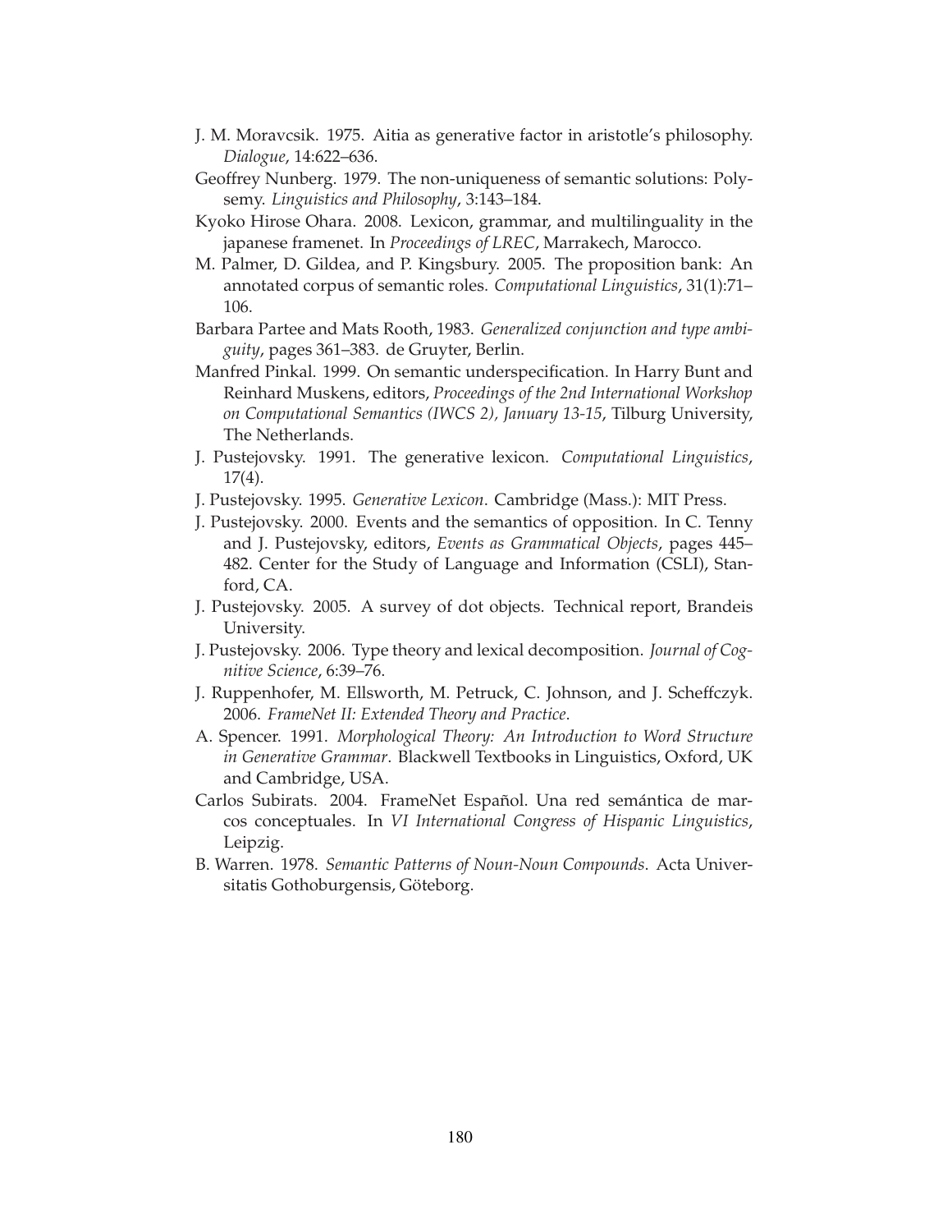J. M. Moravcsik. 1975. Aitia as generative factor in aristotle's philosophy. *Dialogue*, 14:622–636.

Geoffrey Nunberg. 1979. The non-uniqueness of semantic solutions: Polysemy. *Linguistics and Philosophy*, 3:143–184.

Kyoko Hirose Ohara. 2008. Lexicon, grammar, and multilinguality in the japanese framenet. In *Proceedings of LREC*, Marrakech, Marocco.

M. Palmer, D. Gildea, and P. Kingsbury. 2005. The proposition bank: An annotated corpus of semantic roles. *Computational Linguistics*, 31(1):71–106.

Barbara Partee and Mats Rooth, 1983. *Generalized conjunction and type ambiguity*, pages 361–383. de Gruyter, Berlin.

Manfred Pinkal. 1999. On semantic underspecification. In Harry Bunt and Reinhard Muskens, editors, *Proceedings of the 2nd International Workshop on Computational Semantics (IWCS 2), January 13-15*, Tilburg University, The Netherlands.

J. Pustejovsky. 1991. The generative lexicon. *Computational Linguistics*, 17(4).

J. Pustejovsky. 1995. *Generative Lexicon*. Cambridge (Mass.): MIT Press.

J. Pustejovsky. 2000. Events and the semantics of opposition. In C. Tenny and J. Pustejovsky, editors, *Events as Grammatical Objects*, pages 445–482. Center for the Study of Language and Information (CSLI), Stanford, CA.

J. Pustejovsky. 2005. A survey of dot objects. Technical report, Brandeis University.

J. Pustejovsky. 2006. Type theory and lexical decomposition. *Journal of Cognitive Science*, 6:39–76.

J. Ruppenhofer, M. Ellsworth, M. Petruck, C. Johnson, and J. Scheffczyk. 2006. *FrameNet II: Extended Theory and Practice*.

A. Spencer. 1991. *Morphological Theory: An Introduction to Word Structure in Generative Grammar*. Blackwell Textbooks in Linguistics, Oxford, UK and Cambridge, USA.

Carlos Subirats. 2004. FrameNet Español. Una red semántica de marcos conceptuales. In *VI International Congress of Hispanic Linguistics*, Leipzig.

B. Warren. 1978. *Semantic Patterns of Noun-Noun Compounds*. Acta Universitatis Gothoburgensis, Göteborg.